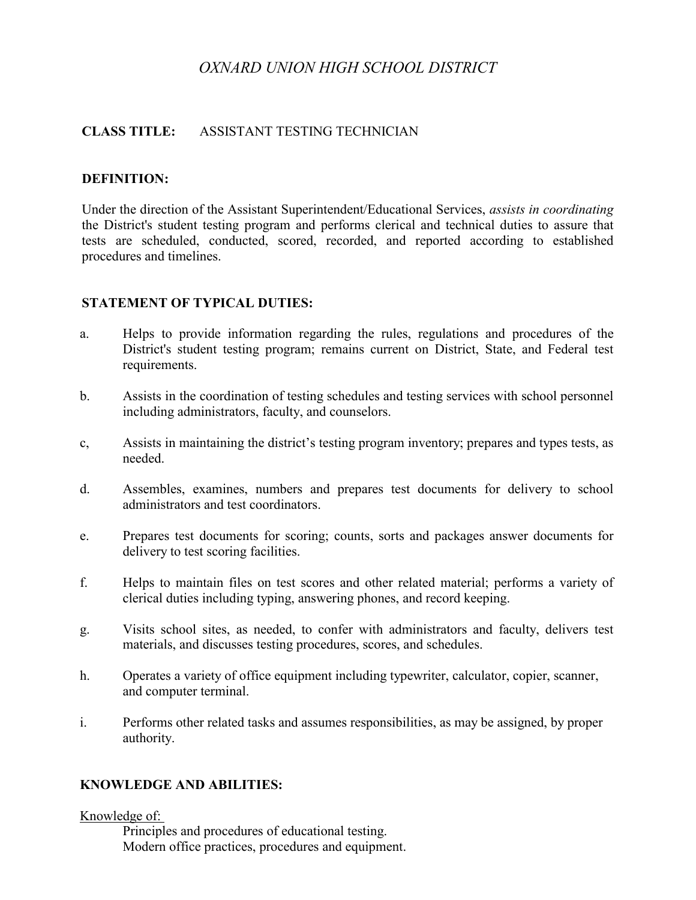# *OXNARD UNION HIGH SCHOOL DISTRICT*

**CLASS TITLE:** ASSISTANT TESTING TECHNICIAN

**DEFINITION:**

Under the direction of the Assistant Superintendent/Educational Services, *assists in coordinating* the District's student testing program and performs clerical and technical duties to assure that tests are scheduled, conducted, scored, recorded, and reported according to established procedures and timelines.

**STATEMENT OF TYPICAL DUTIES:**

a. Helps to provide information regarding the rules, regulations and procedures of the District's student testing program; remains current on District, State, and Federal test requirements.

b. Assists in the coordination of testing schedules and testing services with school personnel including administrators, faculty, and counselors.

c, Assists in maintaining the district's testing program inventory; prepares and types tests, as needed.

d. Assembles, examines, numbers and prepares test documents for delivery to school administrators and test coordinators.

e. Prepares test documents for scoring; counts, sorts and packages answer documents for delivery to test scoring facilities.

f. Helps to maintain files on test scores and other related material; performs a variety of clerical duties including typing, answering phones, and record keeping.

g. Visits school sites, as needed, to confer with administrators and faculty, delivers test materials, and discusses testing procedures, scores, and schedules.

h. Operates a variety of office equipment including typewriter, calculator, copier, scanner, and computer terminal.

i. Performs other related tasks and assumes responsibilities, as may be assigned, by proper authority.

**KNOWLEDGE AND ABILITIES:**

Knowledge of:

Principles and procedures of educational testing.
Modern office practices, procedures and equipment.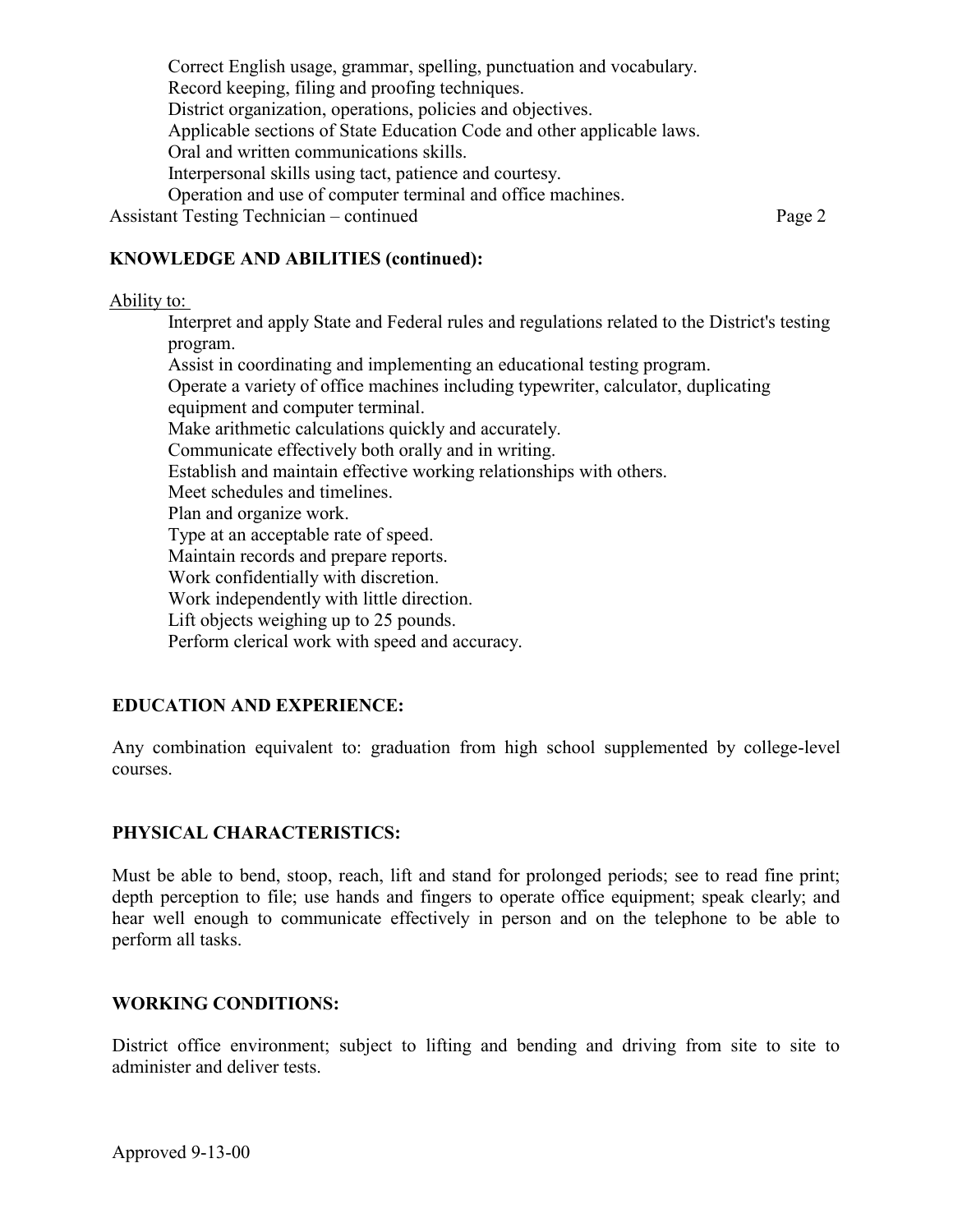Correct English usage, grammar, spelling, punctuation and vocabulary.
Record keeping, filing and proofing techniques.
District organization, operations, policies and objectives.
Applicable sections of State Education Code and other applicable laws.
Oral and written communications skills.
Interpersonal skills using tact, patience and courtesy.
Operation and use of computer terminal and office machines.

**KNOWLEDGE AND ABILITIES (continued):**

Ability to:

Interpret and apply State and Federal rules and regulations related to the District's testing program.
Assist in coordinating and implementing an educational testing program.
Operate a variety of office machines including typewriter, calculator, duplicating equipment and computer terminal.
Make arithmetic calculations quickly and accurately.
Communicate effectively both orally and in writing.
Establish and maintain effective working relationships with others.
Meet schedules and timelines.
Plan and organize work.
Type at an acceptable rate of speed.
Maintain records and prepare reports.
Work confidentially with discretion.
Work independently with little direction.
Lift objects weighing up to 25 pounds.
Perform clerical work with speed and accuracy.

**EDUCATION AND EXPERIENCE:**

Any combination equivalent to: graduation from high school supplemented by college-level courses.

**PHYSICAL CHARACTERISTICS:**

Must be able to bend, stoop, reach, lift and stand for prolonged periods; see to read fine print; depth perception to file; use hands and fingers to operate office equipment; speak clearly; and hear well enough to communicate effectively in person and on the telephone to be able to perform all tasks.

**WORKING CONDITIONS:**

District office environment; subject to lifting and bending and driving from site to site to administer and deliver tests.

Approved 9-13-00